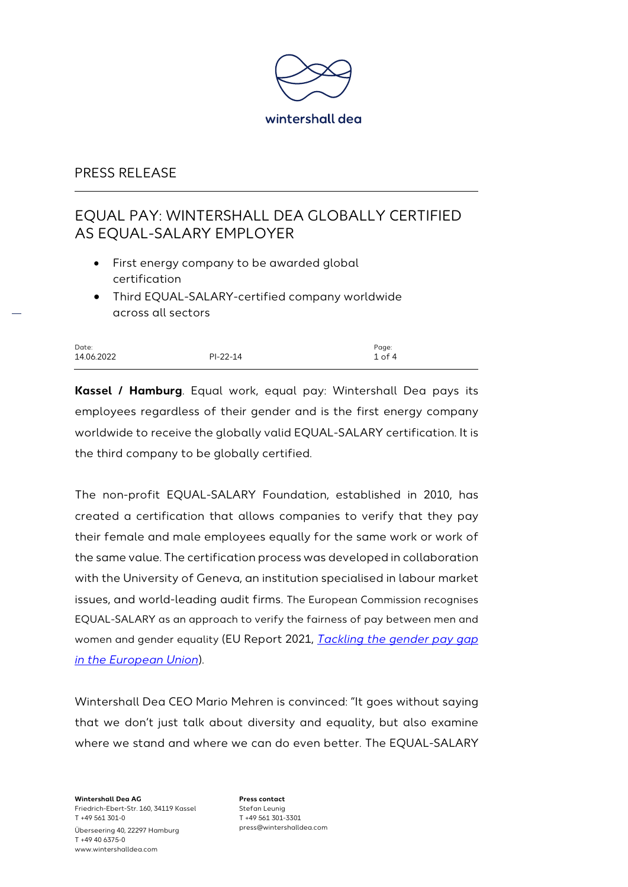wintershall dea

PRESS RELEASE

# EQUAL PAY: WINTERSHALL DEA GLOBALLY CERTIFIED AS EQUAL-SALARY EMPLOYER

- First energy company to be awarded global certification
- Third EQUAL-SALARY-certified company worldwide across all sectors

| Date: | | Page: |
|---|---|---|
| 14.06.2022 | PI-22-14 | 1 of 4 |

**Kassel / Hamburg**. Equal work, equal pay: Wintershall Dea pays its employees regardless of their gender and is the first energy company worldwide to receive the globally valid EQUAL-SALARY certification. It is the third company to be globally certified.

The non-profit EQUAL-SALARY Foundation, established in 2010, has created a certification that allows companies to verify that they pay their female and male employees equally for the same work or work of the same value. The certification process was developed in collaboration with the University of Geneva, an institution specialised in labour market issues, and world-leading audit firms. The European Commission recognises EQUAL-SALARY as an approach to verify the fairness of pay between men and women and gender equality (EU Report 2021, *Tackling the gender pay gap in the European Union*).

Wintershall Dea CEO Mario Mehren is convinced: "It goes without saying that we don't just talk about diversity and equality, but also examine where we stand and where we can do even better. The EQUAL-SALARY

**Wintershall Dea AG**
Friedrich-Ebert-Str. 160, 34119 Kassel
T +49 561 301-0
Überseering 40, 22297 Hamburg
T +49 40 6375-0
www.wintershalldea.com

**Press contact**
Stefan Leunig
T +49 561 301-3301
press@wintershalldea.com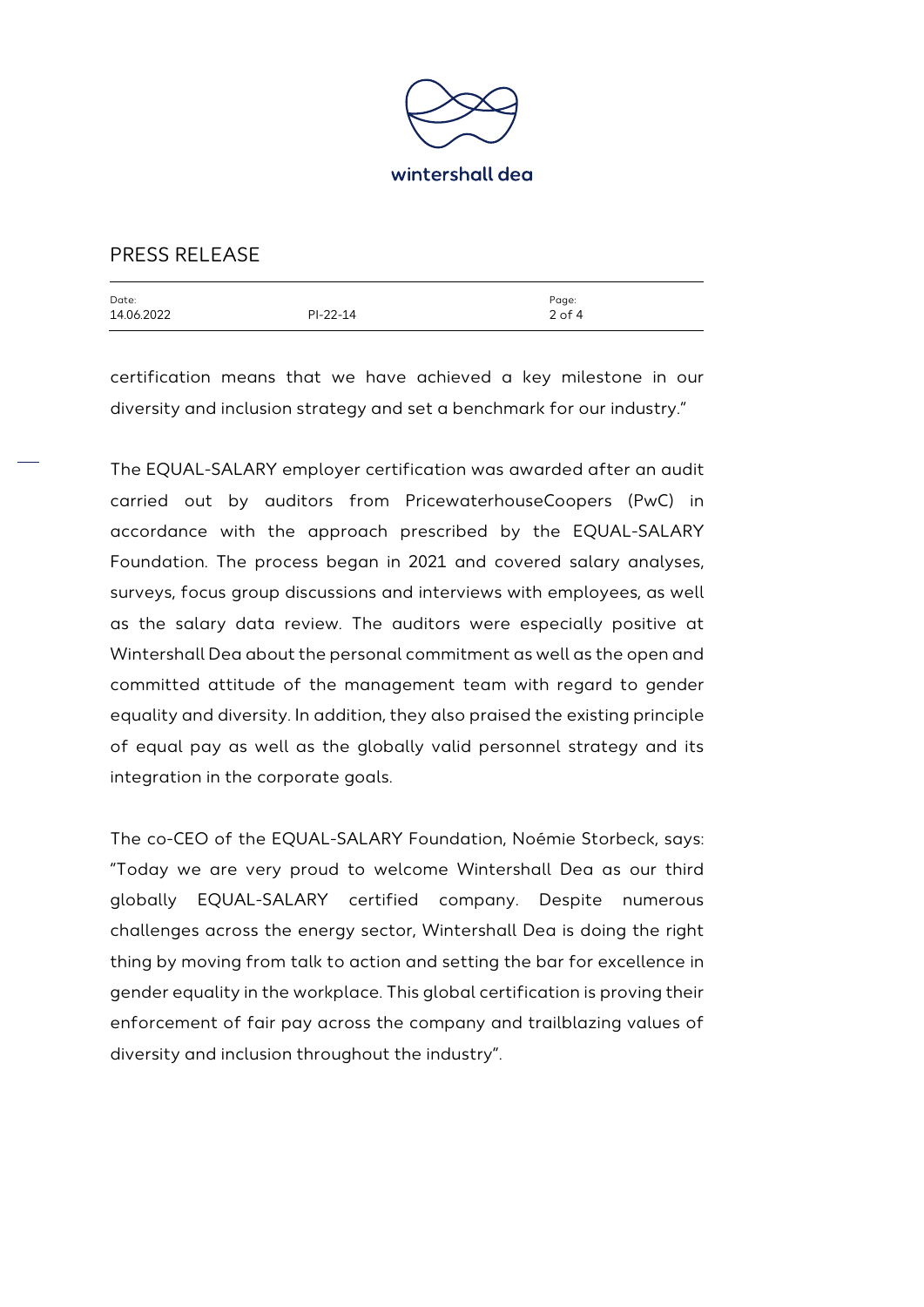certification means that we have achieved a key milestone in our diversity and inclusion strategy and set a benchmark for our industry."

The EQUAL-SALARY employer certification was awarded after an audit carried out by auditors from PricewaterhouseCoopers (PwC) in accordance with the approach prescribed by the EQUAL-SALARY Foundation. The process began in 2021 and covered salary analyses, surveys, focus group discussions and interviews with employees, as well as the salary data review. The auditors were especially positive at Wintershall Dea about the personal commitment as well as the open and committed attitude of the management team with regard to gender equality and diversity. In addition, they also praised the existing principle of equal pay as well as the globally valid personnel strategy and its integration in the corporate goals.

The co-CEO of the EQUAL-SALARY Foundation, Noémie Storbeck, says: "Today we are very proud to welcome Wintershall Dea as our third globally EQUAL-SALARY certified company. Despite numerous challenges across the energy sector, Wintershall Dea is doing the right thing by moving from talk to action and setting the bar for excellence in gender equality in the workplace. This global certification is proving their enforcement of fair pay across the company and trailblazing values of diversity and inclusion throughout the industry".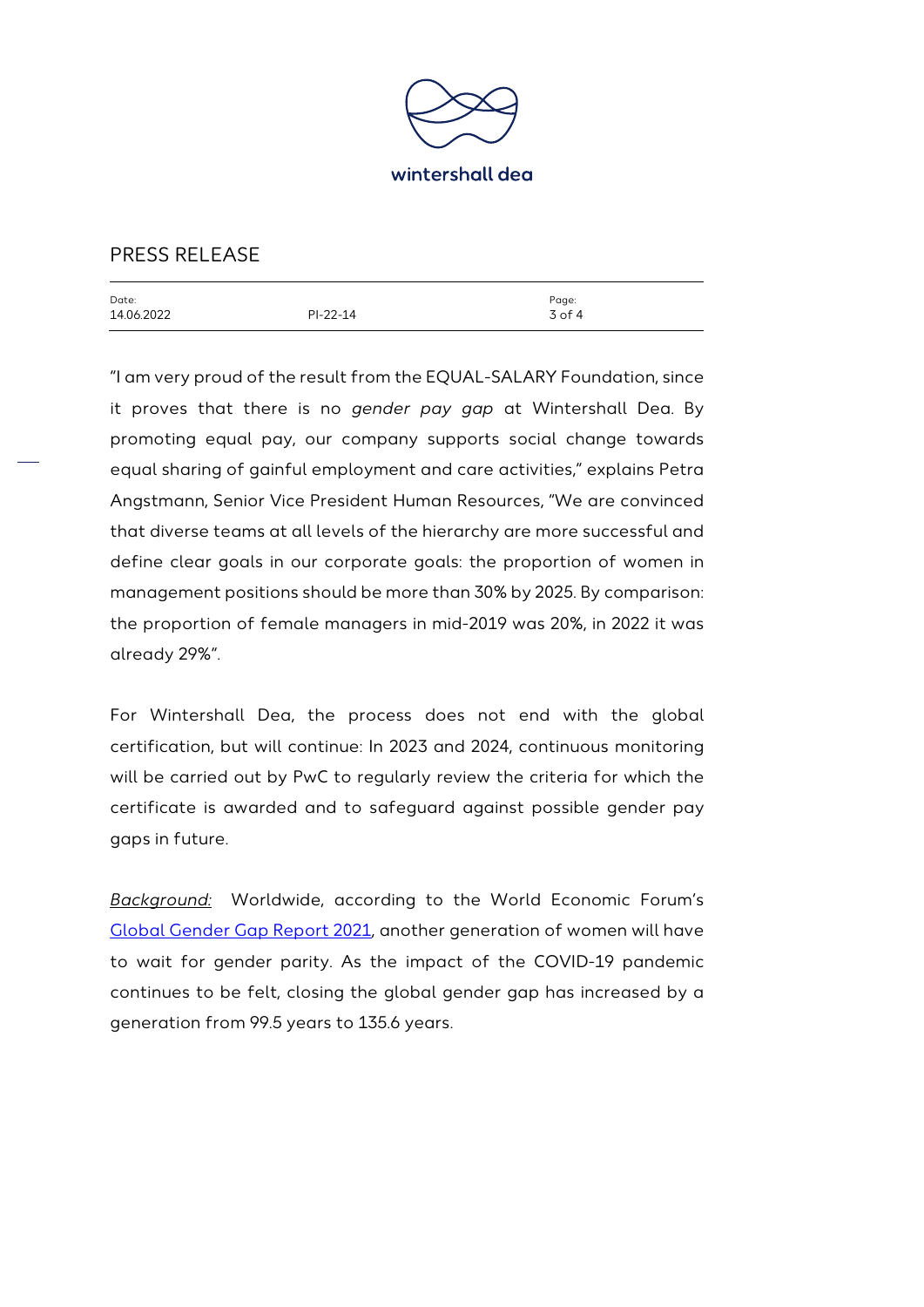"I am very proud of the result from the EQUAL-SALARY Foundation, since it proves that there is no *gender pay gap* at Wintershall Dea. By promoting equal pay, our company supports social change towards equal sharing of gainful employment and care activities," explains Petra Angstmann, Senior Vice President Human Resources, "We are convinced that diverse teams at all levels of the hierarchy are more successful and define clear goals in our corporate goals: the proportion of women in management positions should be more than 30% by 2025. By comparison: the proportion of female managers in mid-2019 was 20%, in 2022 it was already 29%".

For Wintershall Dea, the process does not end with the global certification, but will continue: In 2023 and 2024, continuous monitoring will be carried out by PwC to regularly review the criteria for which the certificate is awarded and to safeguard against possible gender pay gaps in future.

*Background:* Worldwide, according to the World Economic Forum's Global Gender Gap Report 2021, another generation of women will have to wait for gender parity. As the impact of the COVID-19 pandemic continues to be felt, closing the global gender gap has increased by a generation from 99.5 years to 135.6 years.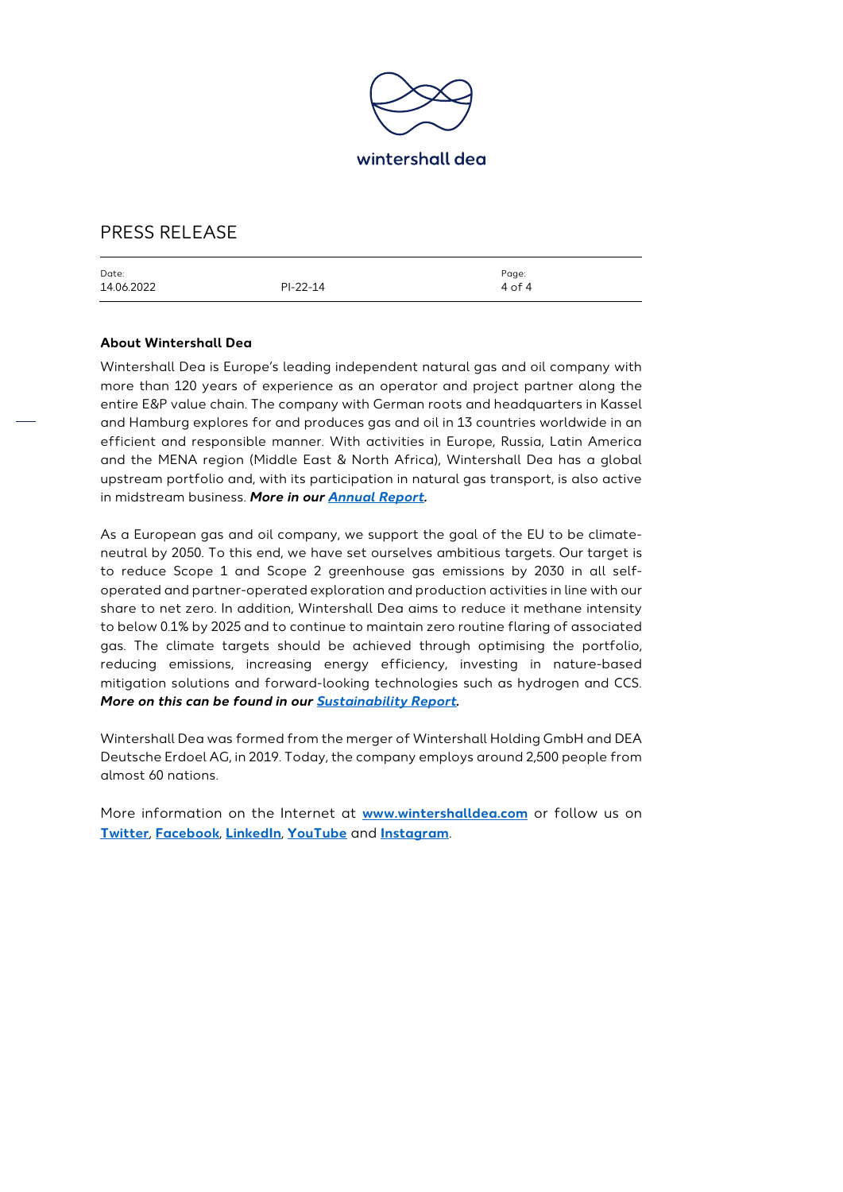PRESS RELEASE

| Date: | | Page: |
| --- | --- | --- |
| 14.06.2022 | PI-22-14 | |

**About Wintershall Dea**

Wintershall Dea is Europe's leading independent natural gas and oil company with more than 120 years of experience as an operator and project partner along the entire E&P value chain. The company with German roots and headquarters in Kassel and Hamburg explores for and produces gas and oil in 13 countries worldwide in an efficient and responsible manner. With activities in Europe, Russia, Latin America and the MENA region (Middle East & North Africa), Wintershall Dea has a global upstream portfolio and, with its participation in natural gas transport, is also active in midstream business. ***More in our Annual Report.***

As a European gas and oil company, we support the goal of the EU to be climate-neutral by 2050. To this end, we have set ourselves ambitious targets. Our target is to reduce Scope 1 and Scope 2 greenhouse gas emissions by 2030 in all self-operated and partner-operated exploration and production activities in line with our share to net zero. In addition, Wintershall Dea aims to reduce it methane intensity to below 0.1% by 2025 and to continue to maintain zero routine flaring of associated gas. The climate targets should be achieved through optimising the portfolio, reducing emissions, increasing energy efficiency, investing in nature-based mitigation solutions and forward-looking technologies such as hydrogen and CCS. ***More on this can be found in our Sustainability Report.***

Wintershall Dea was formed from the merger of Wintershall Holding GmbH and DEA Deutsche Erdoel AG, in 2019. Today, the company employs around 2,500 people from almost 60 nations.

More information on the Internet at **www.wintershalldea.com** or follow us on **Twitter**, **Facebook**, **LinkedIn**, **YouTube** and **Instagram**.